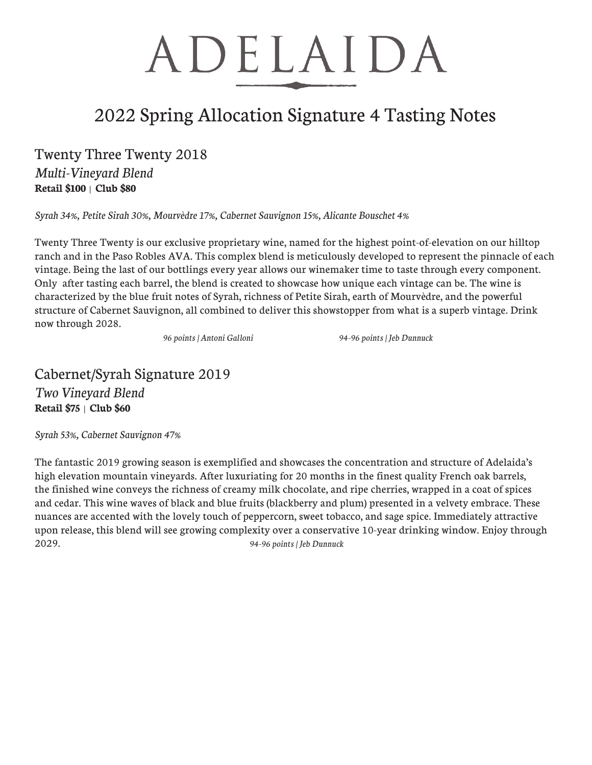# ADELAIDA

## 2022 Spring Allocation Signature 4 Tasting Notes

### Twenty Three Twenty 2018

*Multi-Vineyard Blend*

**Retail $100** | **Club $80**

*Syrah 34%, Petite Sirah 30%, Mourvèdre 17%, Cabernet Sauvignon 15%, Alicante Bouschet 4%*

Twenty Three Twenty is our exclusive proprietary wine, named for the highest point-of-elevation on our hilltop ranch and in the Paso Robles AVA. This complex blend is meticulously developed to represent the pinnacle of each vintage. Being the last of our bottlings every year allows our winemaker time to taste through every component. Only after tasting each barrel, the blend is created to showcase how unique each vintage can be. The wine is characterized by the blue fruit notes of Syrah, richness of Petite Sirah, earth of Mourvèdre, and the powerful structure of Cabernet Sauvignon, all combined to deliver this showstopper from what is a superb vintage. Drink now through 2028.

*96 points | Antoni Galloni* *94-96 points | Jeb Dunnuck*

### Cabernet/Syrah Signature 2019

*Two Vineyard Blend*

**Retail $75** | **Club $60**

*Syrah 53%, Cabernet Sauvignon 47%*

The fantastic 2019 growing season is exemplified and showcases the concentration and structure of Adelaida's high elevation mountain vineyards. After luxuriating for 20 months in the finest quality French oak barrels, the finished wine conveys the richness of creamy milk chocolate, and ripe cherries, wrapped in a coat of spices and cedar. This wine waves of black and blue fruits (blackberry and plum) presented in a velvety embrace. These nuances are accented with the lovely touch of peppercorn, sweet tobacco, and sage spice. Immediately attractive upon release, this blend will see growing complexity over a conservative 10-year drinking window. Enjoy through 2029.

*94-96 points | Jeb Dunnuck*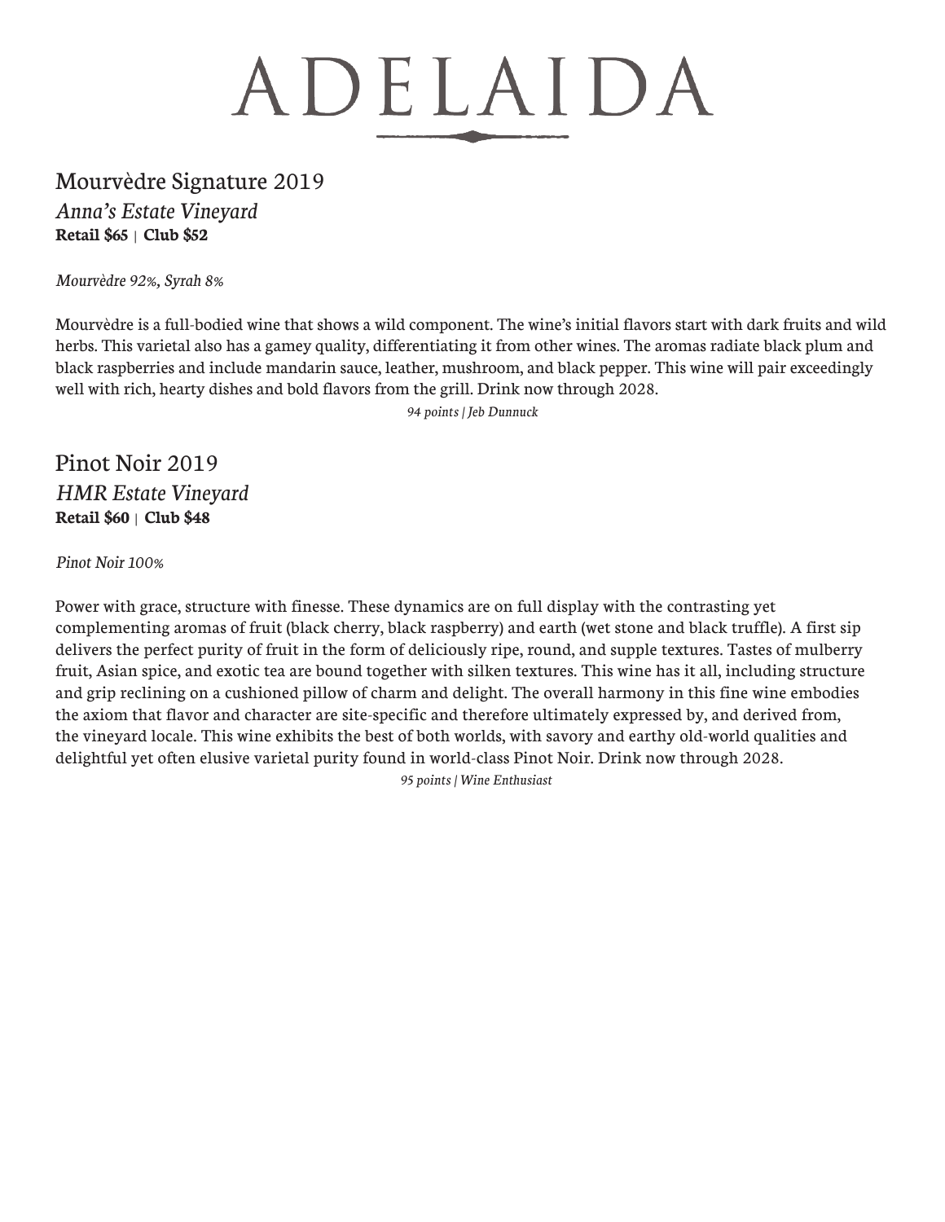# ADELAIDA

## Mourvèdre Signature 2019

*Anna's Estate Vineyard*

**Retail $65** | **Club $52**

*Mourvèdre 92%, Syrah 8%*

Mourvèdre is a full-bodied wine that shows a wild component. The wine's initial flavors start with dark fruits and wild herbs. This varietal also has a gamey quality, differentiating it from other wines. The aromas radiate black plum and black raspberries and include mandarin sauce, leather, mushroom, and black pepper. This wine will pair exceedingly well with rich, hearty dishes and bold flavors from the grill. Drink now through 2028.

*94 points | Jeb Dunnuck*

## Pinot Noir 2019

*HMR Estate Vineyard*

**Retail $60** | **Club $48**

*Pinot Noir 100%*

Power with grace, structure with finesse. These dynamics are on full display with the contrasting yet complementing aromas of fruit (black cherry, black raspberry) and earth (wet stone and black truffle). A first sip delivers the perfect purity of fruit in the form of deliciously ripe, round, and supple textures. Tastes of mulberry fruit, Asian spice, and exotic tea are bound together with silken textures. This wine has it all, including structure and grip reclining on a cushioned pillow of charm and delight. The overall harmony in this fine wine embodies the axiom that flavor and character are site-specific and therefore ultimately expressed by, and derived from, the vineyard locale. This wine exhibits the best of both worlds, with savory and earthy old-world qualities and delightful yet often elusive varietal purity found in world-class Pinot Noir. Drink now through 2028.

*95 points | Wine Enthusiast*